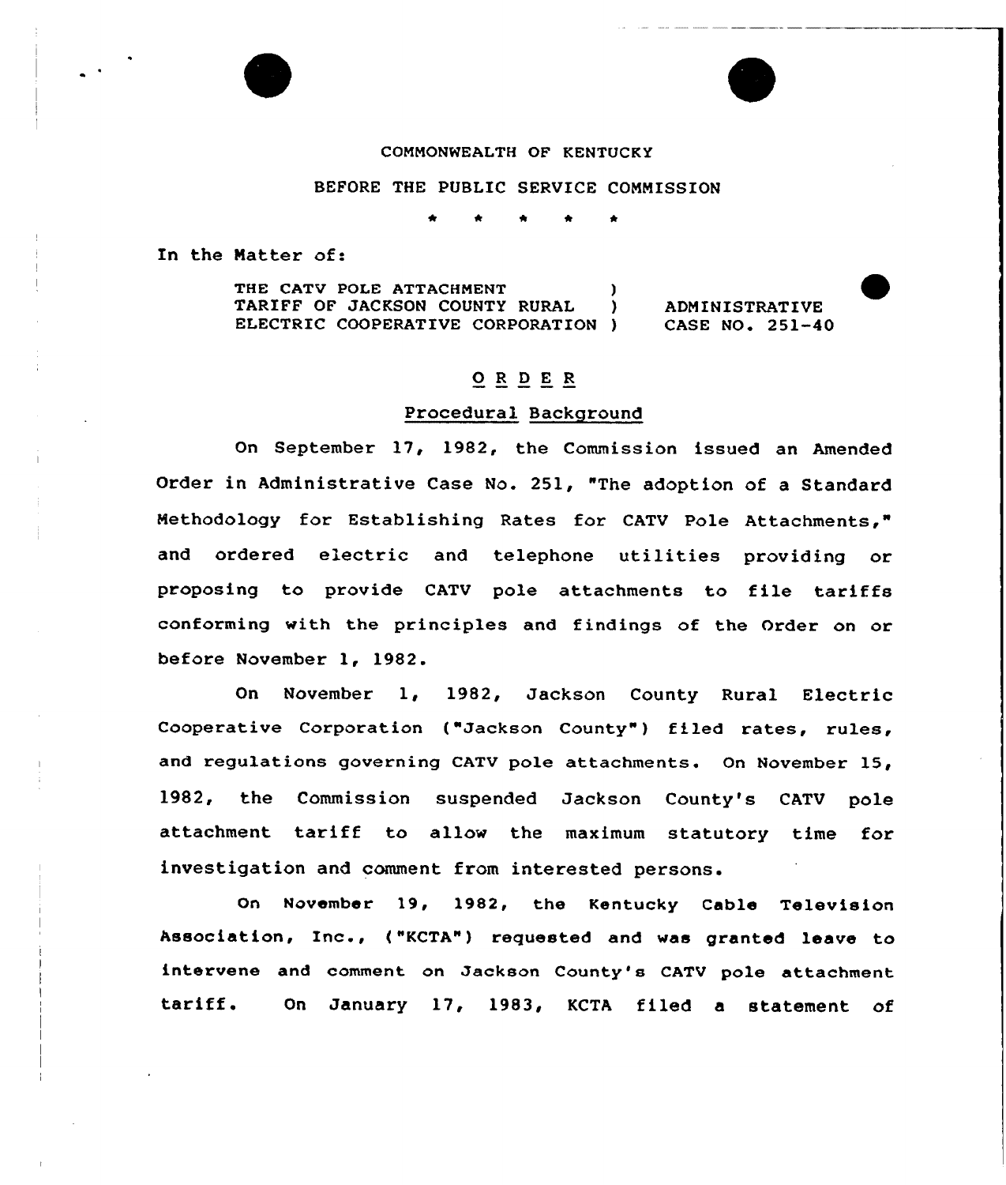COMMONWEALTH OF KENTUCKY

BEFORE THE PUBLIC SERVICE COMMISSION

\* \* \* \* \*

In the Matter of:

| | | |
|---|---|---|
| THE CATV POLE ATTACHMENT TARIFF OF JACKSON COUNTY RURAL ELECTRIC COOPERATIVE CORPORATION | ) ) ) | ADMINISTRATIVE CASE NO. 251-40 |

## O R D E R

### Procedural Background

On September 17, 1982, the Commission issued an Amended Order in Administrative Case No. 251, "The adoption of a Standard Methodology for Establishing Rates for CATV Pole Attachments," and ordered electric and telephone utilities providing or proposing to provide CATV pole attachments to file tariffs conforming with the principles and findings of the Order on or before November 1, 1982.

On November 1, 1982, Jackson County Rural Electric Cooperative Corporation ("Jackson County") filed rates, rules, and regulations governing CATV pole attachments. On November 15, 1982, the Commission suspended Jackson County's CATV pole attachment tariff to allow the maximum statutory time for investigation and comment from interested persons.

On November 19, 1982, the Kentucky Cable Television Association, Inc., ("KCTA") requested and was granted leave to intervene and comment on Jackson County's CATV pole attachment tariff. On January 17, 1983, KCTA filed a statement of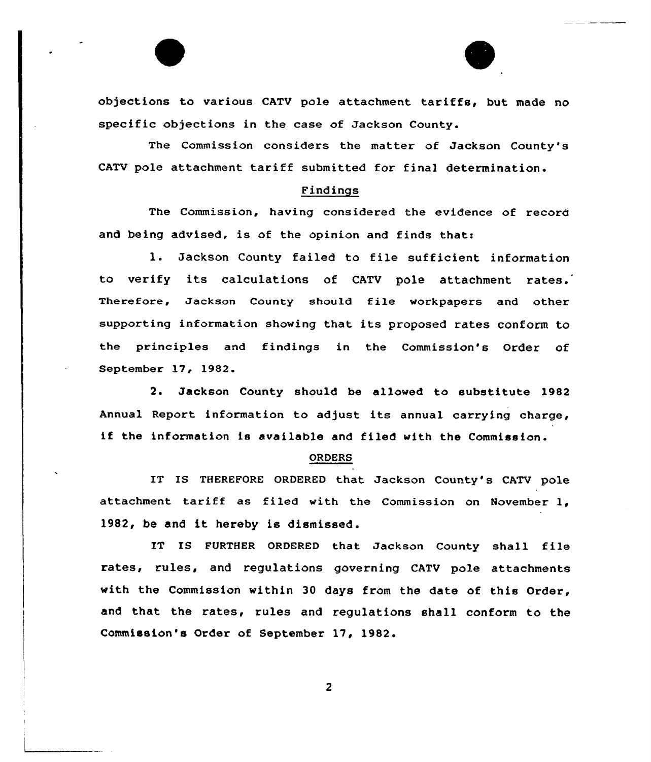objections to various CATV pole attachment tariffs, but made no specific objections in the case of Jackson County.

The Commission considers the matter of Jackson County's CATV pole attachment tariff submitted for final determination.

## Findings

The Commission, having considered the evidence of record and being advised, is of the opinion and finds that:

1. Jackson County failed to file sufficient information to verify its calculations of CATV pole attachment rates. Therefore, Jackson County should file workpapers and other supporting information showing that its proposed rates conform to the principles and findings in the Commission's Order of September 17, 1982.

2. Jackson County should be allowed to substitute 1982 Annual Report information to adjust its annual carrying charge, if the information is available and filed with the Commission.

## ORDERS

IT IS THEREFORE ORDERED that Jackson County's CATV pole attachment tariff as filed with the Commission on November 1, 1982, be and it hereby is dismissed.

IT IS FURTHER ORDERED that Jackson County shall file rates, rules, and regulations governing CATV pole attachments with the Commission within 30 days from the date of this Order, and that the rates, rules and regulations shall conform to the Commission's Order of September 17, 1982.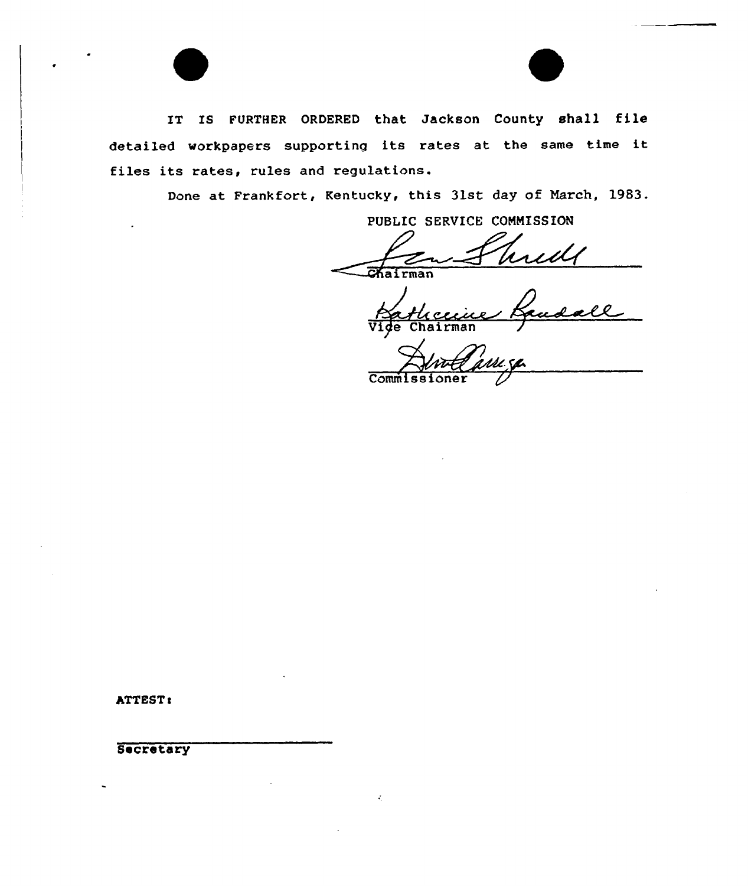IT IS FURTHER ORDERED that Jackson County shall file detailed workpapers supporting its rates at the same time it files its rates, rules and regulations.

Done at Frankfort, Kentucky, this 31st day of March, 1983.

PUBLIC SERVICE COMMISSION

Chairman

Vice Chairman

Commissioner

ATTEST:

Secretary